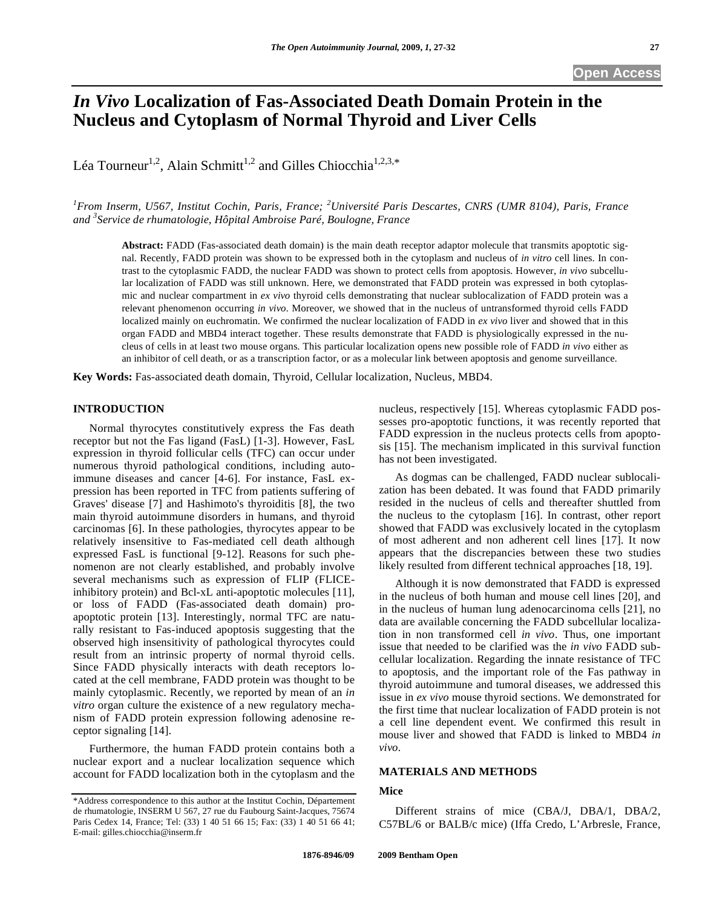Open Access

# *In Vivo* Localization of Fas-Associated Death Domain Protein in the Nucleus and Cytoplasm of Normal Thyroid and Liver Cells

Léa Tourneur[1,2], Alain Schmitt[1,2] and Gilles Chiocchia[1,2,3,*]

*[1]From Inserm, U567, Institut Cochin, Paris, France; [2]Université Paris Descartes, CNRS (UMR 8104), Paris, France and [3]Service de rhumatologie, Hôpital Ambroise Paré, Boulogne, France*

**Abstract:** FADD (Fas-associated death domain) is the main death receptor adaptor molecule that transmits apoptotic signal. Recently, FADD protein was shown to be expressed both in the cytoplasm and nucleus of *in vitro* cell lines. In contrast to the cytoplasmic FADD, the nuclear FADD was shown to protect cells from apoptosis. However, *in vivo* subcellular localization of FADD was still unknown. Here, we demonstrated that FADD protein was expressed in both cytoplasmic and nuclear compartment in *ex vivo* thyroid cells demonstrating that nuclear sublocalization of FADD protein was a relevant phenomenon occurring *in vivo*. Moreover, we showed that in the nucleus of untransformed thyroid cells FADD localized mainly on euchromatin. We confirmed the nuclear localization of FADD in *ex vivo* liver and showed that in this organ FADD and MBD4 interact together. These results demonstrate that FADD is physiologically expressed in the nucleus of cells in at least two mouse organs. This particular localization opens new possible role of FADD *in vivo* either as an inhibitor of cell death, or as a transcription factor, or as a molecular link between apoptosis and genome surveillance.

**Key Words:** Fas-associated death domain, Thyroid, Cellular localization, Nucleus, MBD4.

## INTRODUCTION

Normal thyrocytes constitutively express the Fas death receptor but not the Fas ligand (FasL) [1-3]. However, FasL expression in thyroid follicular cells (TFC) can occur under numerous thyroid pathological conditions, including autoimmune diseases and cancer [4-6]. For instance, FasL expression has been reported in TFC from patients suffering of Graves' disease [7] and Hashimoto's thyroiditis [8], the two main thyroid autoimmune disorders in humans, and thyroid carcinomas [6]. In these pathologies, thyrocytes appear to be relatively insensitive to Fas-mediated cell death although expressed FasL is functional [9-12]. Reasons for such phenomenon are not clearly established, and probably involve several mechanisms such as expression of FLIP (FLICE-inhibitory protein) and Bcl-xL anti-apoptotic molecules [11], or loss of FADD (Fas-associated death domain) pro-apoptotic protein [13]. Interestingly, normal TFC are naturally resistant to Fas-induced apoptosis suggesting that the observed high insensitivity of pathological thyrocytes could result from an intrinsic property of normal thyroid cells. Since FADD physically interacts with death receptors located at the cell membrane, FADD protein was thought to be mainly cytoplasmic. Recently, we reported by mean of an *in vitro* organ culture the existence of a new regulatory mechanism of FADD protein expression following adenosine receptor signaling [14].

Furthermore, the human FADD protein contains both a nuclear export and a nuclear localization sequence which account for FADD localization both in the cytoplasm and the nucleus, respectively [15]. Whereas cytoplasmic FADD possesses pro-apoptotic functions, it was recently reported that FADD expression in the nucleus protects cells from apoptosis [15]. The mechanism implicated in this survival function has not been investigated.

As dogmas can be challenged, FADD nuclear sublocalization has been debated. It was found that FADD primarily resided in the nucleus of cells and thereafter shuttled from the nucleus to the cytoplasm [16]. In contrast, other report showed that FADD was exclusively located in the cytoplasm of most adherent and non adherent cell lines [17]. It now appears that the discrepancies between these two studies likely resulted from different technical approaches [18, 19].

Although it is now demonstrated that FADD is expressed in the nucleus of both human and mouse cell lines [20], and in the nucleus of human lung adenocarcinoma cells [21], no data are available concerning the FADD subcellular localization in non transformed cell *in vivo*. Thus, one important issue that needed to be clarified was the *in vivo* FADD subcellular localization. Regarding the innate resistance of TFC to apoptosis, and the important role of the Fas pathway in thyroid autoimmune and tumoral diseases, we addressed this issue in *ex vivo* mouse thyroid sections. We demonstrated for the first time that nuclear localization of FADD protein is not a cell line dependent event. We confirmed this result in mouse liver and showed that FADD is linked to MBD4 *in vivo*.

## MATERIALS AND METHODS

### Mice

Different strains of mice (CBA/J, DBA/1, DBA/2, C57BL/6 or BALB/c mice) (Iffa Credo, L'Arbresle, France,

---

*Address correspondence to this author at the Institut Cochin, Département de rhumatologie, INSERM U 567, 27 rue du Faubourg Saint-Jacques, 75674 Paris Cedex 14, France; Tel: (33) 1 40 51 66 15; Fax: (33) 1 40 51 66 41; E-mail: gilles.chiocchia@inserm.fr

1876-8946/09 2009 Bentham Open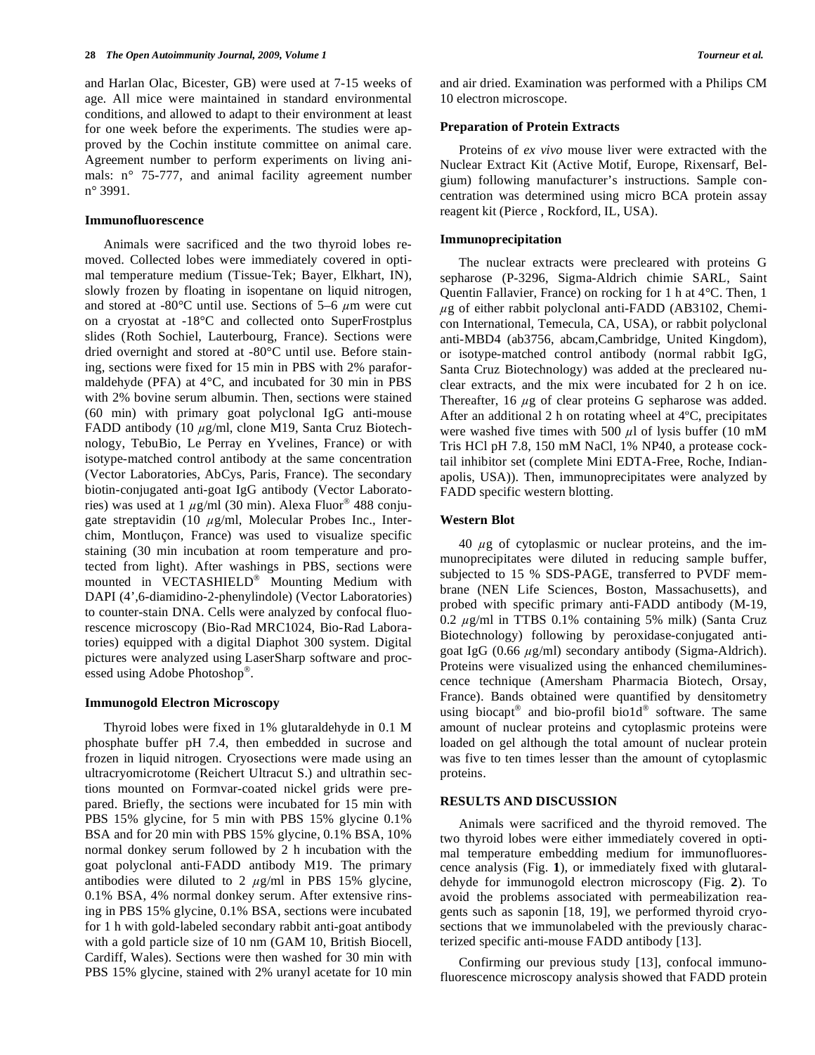and Harlan Olac, Bicester, GB) were used at 7-15 weeks of age. All mice were maintained in standard environmental conditions, and allowed to adapt to their environment at least for one week before the experiments. The studies were approved by the Cochin institute committee on animal care. Agreement number to perform experiments on living animals: n° 75-777, and animal facility agreement number n° 3991.

### Immunofluorescence

Animals were sacrificed and the two thyroid lobes removed. Collected lobes were immediately covered in optimal temperature medium (Tissue-Tek; Bayer, Elkhart, IN), slowly frozen by floating in isopentane on liquid nitrogen, and stored at -80°C until use. Sections of 5–6 $\mu$m were cut on a cryostat at -18°C and collected onto SuperFrostplus slides (Roth Sochiel, Lauterbourg, France). Sections were dried overnight and stored at -80°C until use. Before staining, sections were fixed for 15 min in PBS with 2% paraformaldehyde (PFA) at 4°C, and incubated for 30 min in PBS with 2% bovine serum albumin. Then, sections were stained (60 min) with primary goat polyclonal IgG anti-mouse FADD antibody (10 $\mu$g/ml, clone M19, Santa Cruz Biotechnology, TebuBio, Le Perray en Yvelines, France) or with isotype-matched control antibody at the same concentration (Vector Laboratories, AbCys, Paris, France). The secondary biotin-conjugated anti-goat IgG antibody (Vector Laboratories) was used at 1 $\mu$g/ml (30 min). Alexa Fluor® 488 conjugate streptavidin (10 $\mu$g/ml, Molecular Probes Inc., Interchim, Montluçon, France) was used to visualize specific staining (30 min incubation at room temperature and protected from light). After washings in PBS, sections were mounted in VECTASHIELD® Mounting Medium with DAPI (4',6-diamidino-2-phenylindole) (Vector Laboratories) to counter-stain DNA. Cells were analyzed by confocal fluorescence microscopy (Bio-Rad MRC1024, Bio-Rad Laboratories) equipped with a digital Diaphot 300 system. Digital pictures were analyzed using LaserSharp software and processed using Adobe Photoshop®.

### Immunogold Electron Microscopy

Thyroid lobes were fixed in 1% glutaraldehyde in 0.1 M phosphate buffer pH 7.4, then embedded in sucrose and frozen in liquid nitrogen. Cryosections were made using an ultracryomicrotome (Reichert Ultracut S.) and ultrathin sections mounted on Formvar-coated nickel grids were prepared. Briefly, the sections were incubated for 15 min with PBS 15% glycine, for 5 min with PBS 15% glycine 0.1% BSA and for 20 min with PBS 15% glycine, 0.1% BSA, 10% normal donkey serum followed by 2 h incubation with the goat polyclonal anti-FADD antibody M19. The primary antibodies were diluted to 2 $\mu$g/ml in PBS 15% glycine, 0.1% BSA, 4% normal donkey serum. After extensive rinsing in PBS 15% glycine, 0.1% BSA, sections were incubated for 1 h with gold-labeled secondary rabbit anti-goat antibody with a gold particle size of 10 nm (GAM 10, British Biocell, Cardiff, Wales). Sections were then washed for 30 min with PBS 15% glycine, stained with 2% uranyl acetate for 10 min and air dried. Examination was performed with a Philips CM 10 electron microscope.

### Preparation of Protein Extracts

Proteins of *ex vivo* mouse liver were extracted with the Nuclear Extract Kit (Active Motif, Europe, Rixensarf, Belgium) following manufacturer's instructions. Sample concentration was determined using micro BCA protein assay reagent kit (Pierce , Rockford, IL, USA).

### Immunoprecipitation

The nuclear extracts were precleared with proteins G sepharose (P-3296, Sigma-Aldrich chimie SARL, Saint Quentin Fallavier, France) on rocking for 1 h at 4°C. Then, 1 $\mu$g of either rabbit polyclonal anti-FADD (AB3102, Chemicon International, Temecula, CA, USA), or rabbit polyclonal anti-MBD4 (ab3756, abcam,Cambridge, United Kingdom), or isotype-matched control antibody (normal rabbit IgG, Santa Cruz Biotechnology) was added at the precleared nuclear extracts, and the mix were incubated for 2 h on ice. Thereafter, 16 $\mu$g of clear proteins G sepharose was added. After an additional 2 h on rotating wheel at 4ºC, precipitates were washed five times with 500 $\mu$l of lysis buffer (10 mM Tris HCl pH 7.8, 150 mM NaCl, 1% NP40, a protease cocktail inhibitor set (complete Mini EDTA-Free, Roche, Indianapolis, USA)). Then, immunoprecipitates were analyzed by FADD specific western blotting.

### Western Blot

40 $\mu$g of cytoplasmic or nuclear proteins, and the immunoprecipitates were diluted in reducing sample buffer, subjected to 15 % SDS-PAGE, transferred to PVDF membrane (NEN Life Sciences, Boston, Massachusetts), and probed with specific primary anti-FADD antibody (M-19, 0.2 $\mu$g/ml in TTBS 0.1% containing 5% milk) (Santa Cruz Biotechnology) following by peroxidase-conjugated anti-goat IgG (0.66 $\mu$g/ml) secondary antibody (Sigma-Aldrich). Proteins were visualized using the enhanced chemiluminescence technique (Amersham Pharmacia Biotech, Orsay, France). Bands obtained were quantified by densitometry using biocapt® and bio-profil bio1d® software. The same amount of nuclear proteins and cytoplasmic proteins were loaded on gel although the total amount of nuclear protein was five to ten times lesser than the amount of cytoplasmic proteins.

## RESULTS AND DISCUSSION

Animals were sacrificed and the thyroid removed. The two thyroid lobes were either immediately covered in optimal temperature embedding medium for immunofluorescence analysis (Fig. **1**), or immediately fixed with glutaraldehyde for immunogold electron microscopy (Fig. **2**). To avoid the problems associated with permeabilization reagents such as saponin [18, 19], we performed thyroid cryosections that we immunolabeled with the previously characterized specific anti-mouse FADD antibody [13].

Confirming our previous study [13], confocal immunofluorescence microscopy analysis showed that FADD protein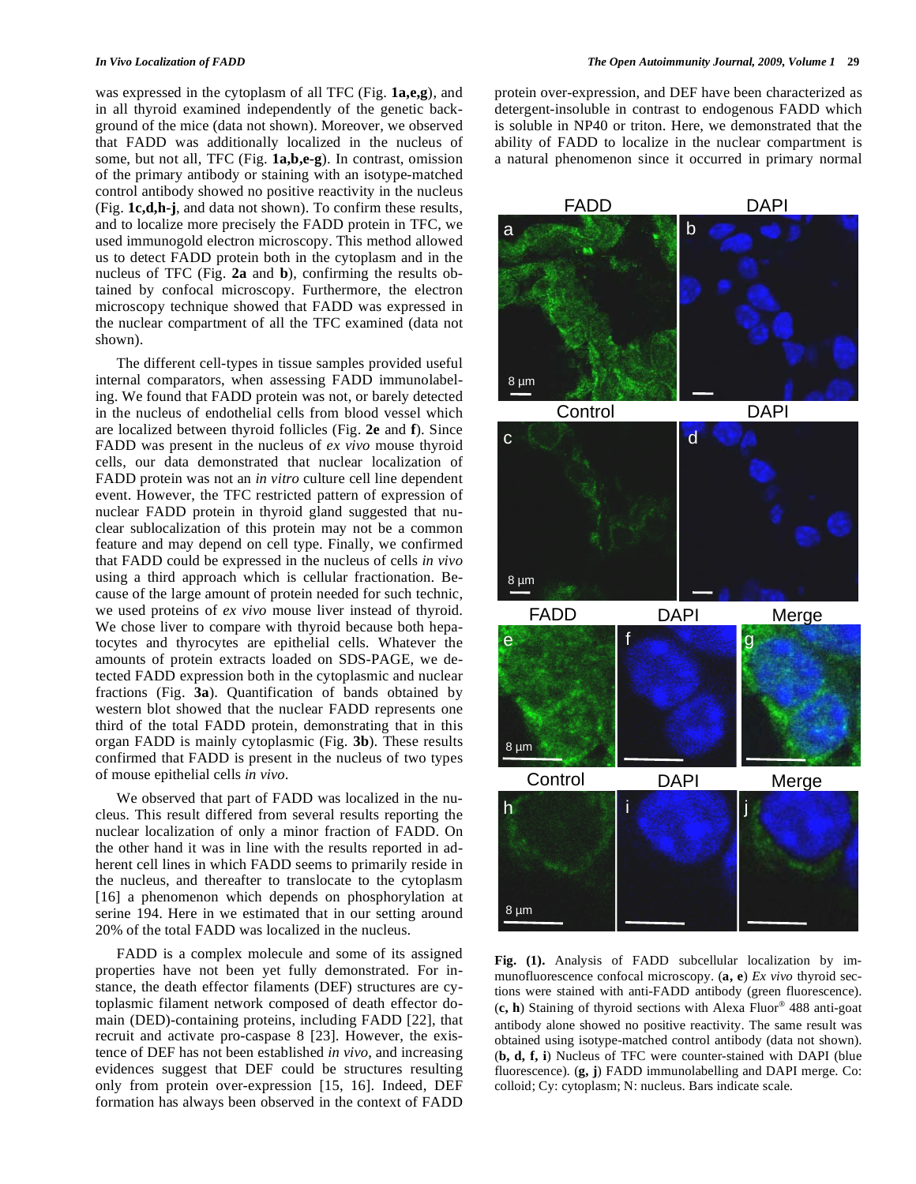was expressed in the cytoplasm of all TFC (Fig. **1a,e,g**), and in all thyroid examined independently of the genetic background of the mice (data not shown). Moreover, we observed that FADD was additionally localized in the nucleus of some, but not all, TFC (Fig. **1a,b,e-g**). In contrast, omission of the primary antibody or staining with an isotype-matched control antibody showed no positive reactivity in the nucleus (Fig. **1c,d,h-j**, and data not shown). To confirm these results, and to localize more precisely the FADD protein in TFC, we used immunogold electron microscopy. This method allowed us to detect FADD protein both in the cytoplasm and in the nucleus of TFC (Fig. **2a** and **b**), confirming the results obtained by confocal microscopy. Furthermore, the electron microscopy technique showed that FADD was expressed in the nuclear compartment of all the TFC examined (data not shown).

The different cell-types in tissue samples provided useful internal comparators, when assessing FADD immunolabeling. We found that FADD protein was not, or barely detected in the nucleus of endothelial cells from blood vessel which are localized between thyroid follicles (Fig. **2e** and **f**). Since FADD was present in the nucleus of *ex vivo* mouse thyroid cells, our data demonstrated that nuclear localization of FADD protein was not an *in vitro* culture cell line dependent event. However, the TFC restricted pattern of expression of nuclear FADD protein in thyroid gland suggested that nuclear sublocalization of this protein may not be a common feature and may depend on cell type. Finally, we confirmed that FADD could be expressed in the nucleus of cells *in vivo* using a third approach which is cellular fractionation. Because of the large amount of protein needed for such technic, we used proteins of *ex vivo* mouse liver instead of thyroid. We chose liver to compare with thyroid because both hepatocytes and thyrocytes are epithelial cells. Whatever the amounts of protein extracts loaded on SDS-PAGE, we detected FADD expression both in the cytoplasmic and nuclear fractions (Fig. **3a**). Quantification of bands obtained by western blot showed that the nuclear FADD represents one third of the total FADD protein, demonstrating that in this organ FADD is mainly cytoplasmic (Fig. **3b**). These results confirmed that FADD is present in the nucleus of two types of mouse epithelial cells *in vivo*.

We observed that part of FADD was localized in the nucleus. This result differed from several results reporting the nuclear localization of only a minor fraction of FADD. On the other hand it was in line with the results reported in adherent cell lines in which FADD seems to primarily reside in the nucleus, and thereafter to translocate to the cytoplasm [16] a phenomenon which depends on phosphorylation at serine 194. Here in we estimated that in our setting around 20% of the total FADD was localized in the nucleus.

FADD is a complex molecule and some of its assigned properties have not been yet fully demonstrated. For instance, the death effector filaments (DEF) structures are cytoplasmic filament network composed of death effector domain (DED)-containing proteins, including FADD [22], that recruit and activate pro-caspase 8 [23]. However, the existence of DEF has not been established *in vivo*, and increasing evidences suggest that DEF could be structures resulting only from protein over-expression [15, 16]. Indeed, DEF formation has always been observed in the context of FADD protein over-expression, and DEF have been characterized as detergent-insoluble in contrast to endogenous FADD which is soluble in NP40 or triton. Here, we demonstrated that the ability of FADD to localize in the nuclear compartment is a natural phenomenon since it occurred in primary normal

**Fig. (1).** Analysis of FADD subcellular localization by immunofluorescence confocal microscopy. (**a, e**) *Ex vivo* thyroid sections were stained with anti-FADD antibody (green fluorescence). (**c, h**) Staining of thyroid sections with Alexa Fluor® 488 anti-goat antibody alone showed no positive reactivity. The same result was obtained using isotype-matched control antibody (data not shown). (**b, d, f, i**) Nucleus of TFC were counter-stained with DAPI (blue fluorescence). (**g, j**) FADD immunolabelling and DAPI merge. Co: colloid; Cy: cytoplasm; N: nucleus. Bars indicate scale.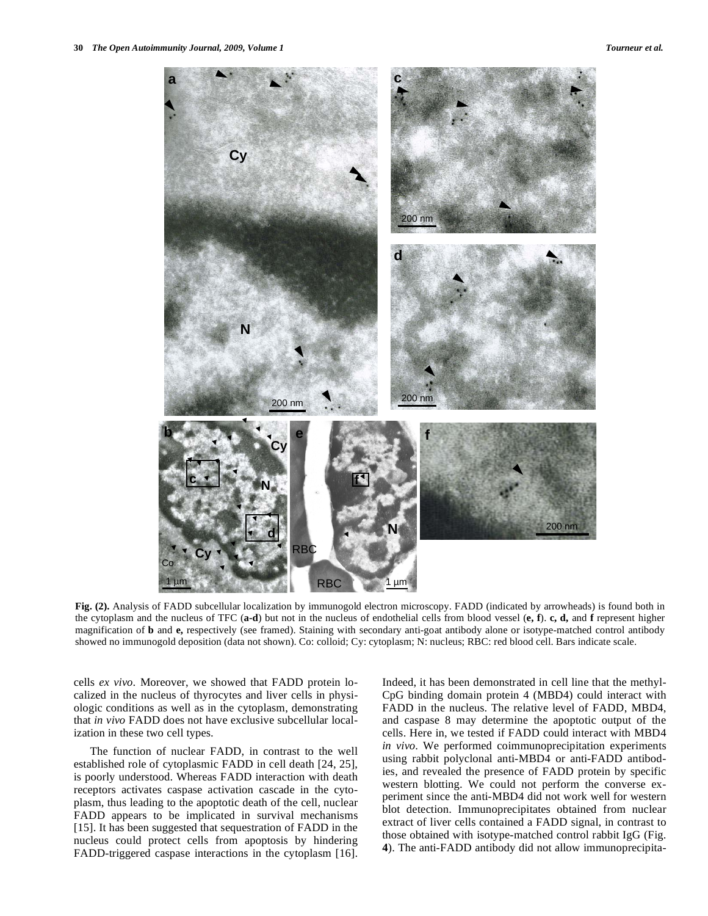**Fig. (2).** Analysis of FADD subcellular localization by immunogold electron microscopy. FADD (indicated by arrowheads) is found both in the cytoplasm and the nucleus of TFC (**a-d**) but not in the nucleus of endothelial cells from blood vessel (**e, f**). **c, d,** and **f** represent higher magnification of **b** and **e,** respectively (see framed). Staining with secondary anti-goat antibody alone or isotype-matched control antibody showed no immunogold deposition (data not shown). Co: colloid; Cy: cytoplasm; N: nucleus; RBC: red blood cell. Bars indicate scale.

cells *ex vivo*. Moreover, we showed that FADD protein localized in the nucleus of thyrocytes and liver cells in physiologic conditions as well as in the cytoplasm, demonstrating that *in vivo* FADD does not have exclusive subcellular localization in these two cell types.

The function of nuclear FADD, in contrast to the well established role of cytoplasmic FADD in cell death [24, 25], is poorly understood. Whereas FADD interaction with death receptors activates caspase activation cascade in the cytoplasm, thus leading to the apoptotic death of the cell, nuclear FADD appears to be implicated in survival mechanisms [15]. It has been suggested that sequestration of FADD in the nucleus could protect cells from apoptosis by hindering FADD-triggered caspase interactions in the cytoplasm [16]. Indeed, it has been demonstrated in cell line that the methyl-CpG binding domain protein 4 (MBD4) could interact with FADD in the nucleus. The relative level of FADD, MBD4, and caspase 8 may determine the apoptotic output of the cells. Here in, we tested if FADD could interact with MBD4 *in vivo*. We performed coimmunoprecipitation experiments using rabbit polyclonal anti-MBD4 or anti-FADD antibodies, and revealed the presence of FADD protein by specific western blotting. We could not perform the converse experiment since the anti-MBD4 did not work well for western blot detection. Immunoprecipitates obtained from nuclear extract of liver cells contained a FADD signal, in contrast to those obtained with isotype-matched control rabbit IgG (Fig. **4**). The anti-FADD antibody did not allow immunoprecipita-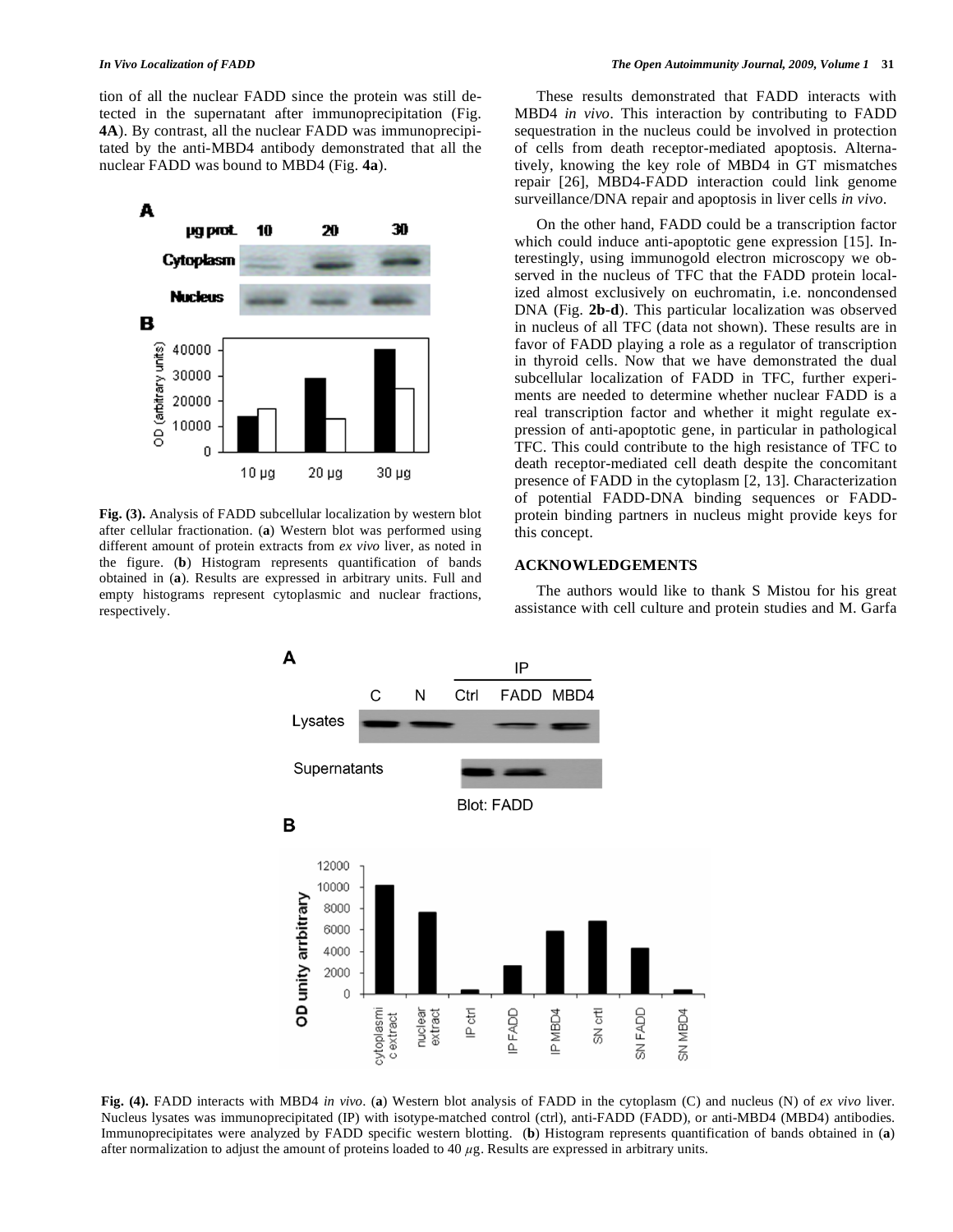tion of all the nuclear FADD since the protein was still detected in the supernatant after immunoprecipitation (Fig. **4A**). By contrast, all the nuclear FADD was immunoprecipitated by the anti-MBD4 antibody demonstrated that all the nuclear FADD was bound to MBD4 (Fig. **4a**).

**Fig. (3).** Analysis of FADD subcellular localization by western blot after cellular fractionation. (**a**) Western blot was performed using different amount of protein extracts from *ex vivo* liver, as noted in the figure. (**b**) Histogram represents quantification of bands obtained in (**a**). Results are expressed in arbitrary units. Full and empty histograms represent cytoplasmic and nuclear fractions, respectively.

These results demonstrated that FADD interacts with MBD4 *in vivo*. This interaction by contributing to FADD sequestration in the nucleus could be involved in protection of cells from death receptor-mediated apoptosis. Alternatively, knowing the key role of MBD4 in GT mismatches repair [26], MBD4-FADD interaction could link genome surveillance/DNA repair and apoptosis in liver cells *in vivo*.

On the other hand, FADD could be a transcription factor which could induce anti-apoptotic gene expression [15]. Interestingly, using immunogold electron microscopy we observed in the nucleus of TFC that the FADD protein localized almost exclusively on euchromatin, i.e. noncondensed DNA (Fig. **2b-d**). This particular localization was observed in nucleus of all TFC (data not shown). These results are in favor of FADD playing a role as a regulator of transcription in thyroid cells. Now that we have demonstrated the dual subcellular localization of FADD in TFC, further experiments are needed to determine whether nuclear FADD is a real transcription factor and whether it might regulate expression of anti-apoptotic gene, in particular in pathological TFC. This could contribute to the high resistance of TFC to death receptor-mediated cell death despite the concomitant presence of FADD in the cytoplasm [2, 13]. Characterization of potential FADD-DNA binding sequences or FADD-protein binding partners in nucleus might provide keys for this concept.

## ACKNOWLEDGEMENTS

The authors would like to thank S Mistou for his great assistance with cell culture and protein studies and M. Garfa

**Fig. (4).** FADD interacts with MBD4 *in vivo*. (**a**) Western blot analysis of FADD in the cytoplasm (C) and nucleus (N) of *ex vivo* liver. Nucleus lysates was immunoprecipitated (IP) with isotype-matched control (ctrl), anti-FADD (FADD), or anti-MBD4 (MBD4) antibodies. Immunoprecipitates were analyzed by FADD specific western blotting. (**b**) Histogram represents quantification of bands obtained in (**a**) after normalization to adjust the amount of proteins loaded to 40 $\mu$g. Results are expressed in arbitrary units.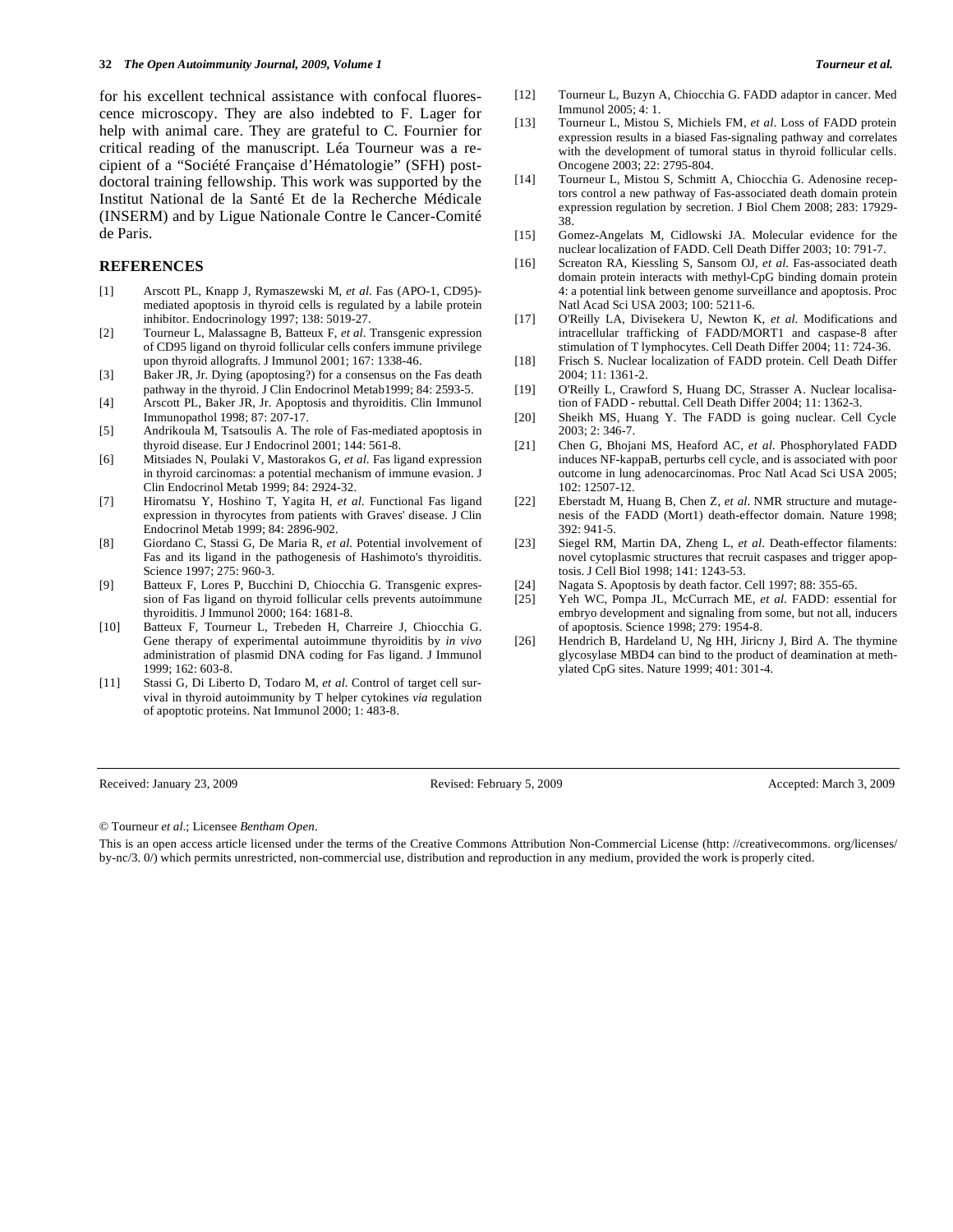for his excellent technical assistance with confocal fluorescence microscopy. They are also indebted to F. Lager for help with animal care. They are grateful to C. Fournier for critical reading of the manuscript. Léa Tourneur was a recipient of a "Société Française d'Hématologie" (SFH) post-doctoral training fellowship. This work was supported by the Institut National de la Santé Et de la Recherche Médicale (INSERM) and by Ligue Nationale Contre le Cancer-Comité de Paris.

## REFERENCES

[1] Arscott PL, Knapp J, Rymaszewski M, *et al*. Fas (APO-1, CD95)-mediated apoptosis in thyroid cells is regulated by a labile protein inhibitor. Endocrinology 1997; 138: 5019-27.

[2] Tourneur L, Malassagne B, Batteux F, *et al*. Transgenic expression of CD95 ligand on thyroid follicular cells confers immune privilege upon thyroid allografts. J Immunol 2001; 167: 1338-46.

[3] Baker JR, Jr. Dying (apoptosing?) for a consensus on the Fas death pathway in the thyroid. J Clin Endocrinol Metab1999; 84: 2593-5.

[4] Arscott PL, Baker JR, Jr. Apoptosis and thyroiditis. Clin Immunol Immunopathol 1998; 87: 207-17.

[5] Andrikoula M, Tsatsoulis A. The role of Fas-mediated apoptosis in thyroid disease. Eur J Endocrinol 2001; 144: 561-8.

[6] Mitsiades N, Poulaki V, Mastorakos G, *et al*. Fas ligand expression in thyroid carcinomas: a potential mechanism of immune evasion. J Clin Endocrinol Metab 1999; 84: 2924-32.

[7] Hiromatsu Y, Hoshino T, Yagita H, *et al*. Functional Fas ligand expression in thyrocytes from patients with Graves' disease. J Clin Endocrinol Metab 1999; 84: 2896-902.

[8] Giordano C, Stassi G, De Maria R, *et al*. Potential involvement of Fas and its ligand in the pathogenesis of Hashimoto's thyroiditis. Science 1997; 275: 960-3.

[9] Batteux F, Lores P, Bucchini D, Chiocchia G. Transgenic expression of Fas ligand on thyroid follicular cells prevents autoimmune thyroiditis. J Immunol 2000; 164: 1681-8.

[10] Batteux F, Tourneur L, Trebeden H, Charreire J, Chiocchia G. Gene therapy of experimental autoimmune thyroiditis by *in vivo* administration of plasmid DNA coding for Fas ligand. J Immunol 1999; 162: 603-8.

[11] Stassi G, Di Liberto D, Todaro M, *et al*. Control of target cell survival in thyroid autoimmunity by T helper cytokines *via* regulation of apoptotic proteins. Nat Immunol 2000; 1: 483-8.

[12] Tourneur L, Buzyn A, Chiocchia G. FADD adaptor in cancer. Med Immunol 2005; 4: 1.

[13] Tourneur L, Mistou S, Michiels FM, *et al*. Loss of FADD protein expression results in a biased Fas-signaling pathway and correlates with the development of tumoral status in thyroid follicular cells. Oncogene 2003; 22: 2795-804.

[14] Tourneur L, Mistou S, Schmitt A, Chiocchia G. Adenosine receptors control a new pathway of Fas-associated death domain protein expression regulation by secretion. J Biol Chem 2008; 283: 17929-38.

[15] Gomez-Angelats M, Cidlowski JA. Molecular evidence for the nuclear localization of FADD. Cell Death Differ 2003; 10: 791-7.

[16] Screaton RA, Kiessling S, Sansom OJ, *et al*. Fas-associated death domain protein interacts with methyl-CpG binding domain protein 4: a potential link between genome surveillance and apoptosis. Proc Natl Acad Sci USA 2003; 100: 5211-6.

[17] O'Reilly LA, Divisekera U, Newton K, *et al*. Modifications and intracellular trafficking of FADD/MORT1 and caspase-8 after stimulation of T lymphocytes. Cell Death Differ 2004; 11: 724-36.

[18] Frisch S. Nuclear localization of FADD protein. Cell Death Differ 2004; 11: 1361-2.

[19] O'Reilly L, Crawford S, Huang DC, Strasser A. Nuclear localisation of FADD - rebuttal. Cell Death Differ 2004; 11: 1362-3.

[20] Sheikh MS, Huang Y. The FADD is going nuclear. Cell Cycle 2003; 2: 346-7.

[21] Chen G, Bhojani MS, Heaford AC, *et al*. Phosphorylated FADD induces NF-kappaB, perturbs cell cycle, and is associated with poor outcome in lung adenocarcinomas. Proc Natl Acad Sci USA 2005; 102: 12507-12.

[22] Eberstadt M, Huang B, Chen Z, *et al*. NMR structure and mutagenesis of the FADD (Mort1) death-effector domain. Nature 1998; 392: 941-5.

[23] Siegel RM, Martin DA, Zheng L, *et al*. Death-effector filaments: novel cytoplasmic structures that recruit caspases and trigger apoptosis. J Cell Biol 1998; 141: 1243-53.

[24] Nagata S. Apoptosis by death factor. Cell 1997; 88: 355-65.

[25] Yeh WC, Pompa JL, McCurrach ME, *et al*. FADD: essential for embryo development and signaling from some, but not all, inducers of apoptosis. Science 1998; 279: 1954-8.

[26] Hendrich B, Hardeland U, Ng HH, Jiricny J, Bird A. The thymine glycosylase MBD4 can bind to the product of deamination at methylated CpG sites. Nature 1999; 401: 301-4.

Received: January 23, 2009 Revised: February 5, 2009 Accepted: March 3, 2009

© Tourneur *et al*.; Licensee *Bentham Open*.

This is an open access article licensed under the terms of the Creative Commons Attribution Non-Commercial License (http: //creativecommons. org/licenses/by-nc/3. 0/) which permits unrestricted, non-commercial use, distribution and reproduction in any medium, provided the work is properly cited.